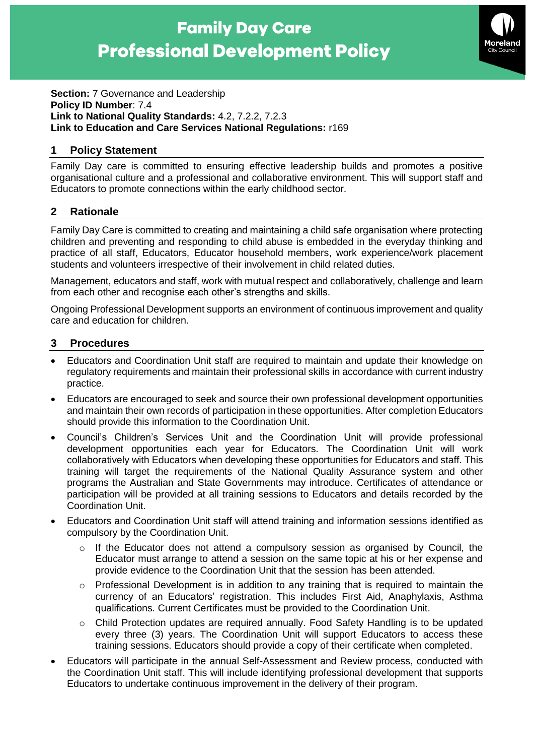# Family Day Care Professional Development Policy

**Section:** 7 Governance and Leadership
**Policy ID Number**: 7.4
**Link to National Quality Standards:** 4.2, 7.2.2, 7.2.3
**Link to Education and Care Services National Regulations:** r169

## 1 Policy Statement

Family Day care is committed to ensuring effective leadership builds and promotes a positive organisational culture and a professional and collaborative environment. This will support staff and Educators to promote connections within the early childhood sector.

## 2 Rationale

Family Day Care is committed to creating and maintaining a child safe organisation where protecting children and preventing and responding to child abuse is embedded in the everyday thinking and practice of all staff, Educators, Educator household members, work experience/work placement students and volunteers irrespective of their involvement in child related duties.

Management, educators and staff, work with mutual respect and collaboratively, challenge and learn from each other and recognise each other's strengths and skills.

Ongoing Professional Development supports an environment of continuous improvement and quality care and education for children.

## 3 Procedures

- Educators and Coordination Unit staff are required to maintain and update their knowledge on regulatory requirements and maintain their professional skills in accordance with current industry practice.
- Educators are encouraged to seek and source their own professional development opportunities and maintain their own records of participation in these opportunities. After completion Educators should provide this information to the Coordination Unit.
- Council's Children's Services Unit and the Coordination Unit will provide professional development opportunities each year for Educators. The Coordination Unit will work collaboratively with Educators when developing these opportunities for Educators and staff. This training will target the requirements of the National Quality Assurance system and other programs the Australian and State Governments may introduce. Certificates of attendance or participation will be provided at all training sessions to Educators and details recorded by the Coordination Unit.
- Educators and Coordination Unit staff will attend training and information sessions identified as compulsory by the Coordination Unit.
  - If the Educator does not attend a compulsory session as organised by Council, the Educator must arrange to attend a session on the same topic at his or her expense and provide evidence to the Coordination Unit that the session has been attended.
  - Professional Development is in addition to any training that is required to maintain the currency of an Educators' registration. This includes First Aid, Anaphylaxis, Asthma qualifications. Current Certificates must be provided to the Coordination Unit.
  - Child Protection updates are required annually. Food Safety Handling is to be updated every three (3) years. The Coordination Unit will support Educators to access these training sessions. Educators should provide a copy of their certificate when completed.
- Educators will participate in the annual Self-Assessment and Review process, conducted with the Coordination Unit staff. This will include identifying professional development that supports Educators to undertake continuous improvement in the delivery of their program.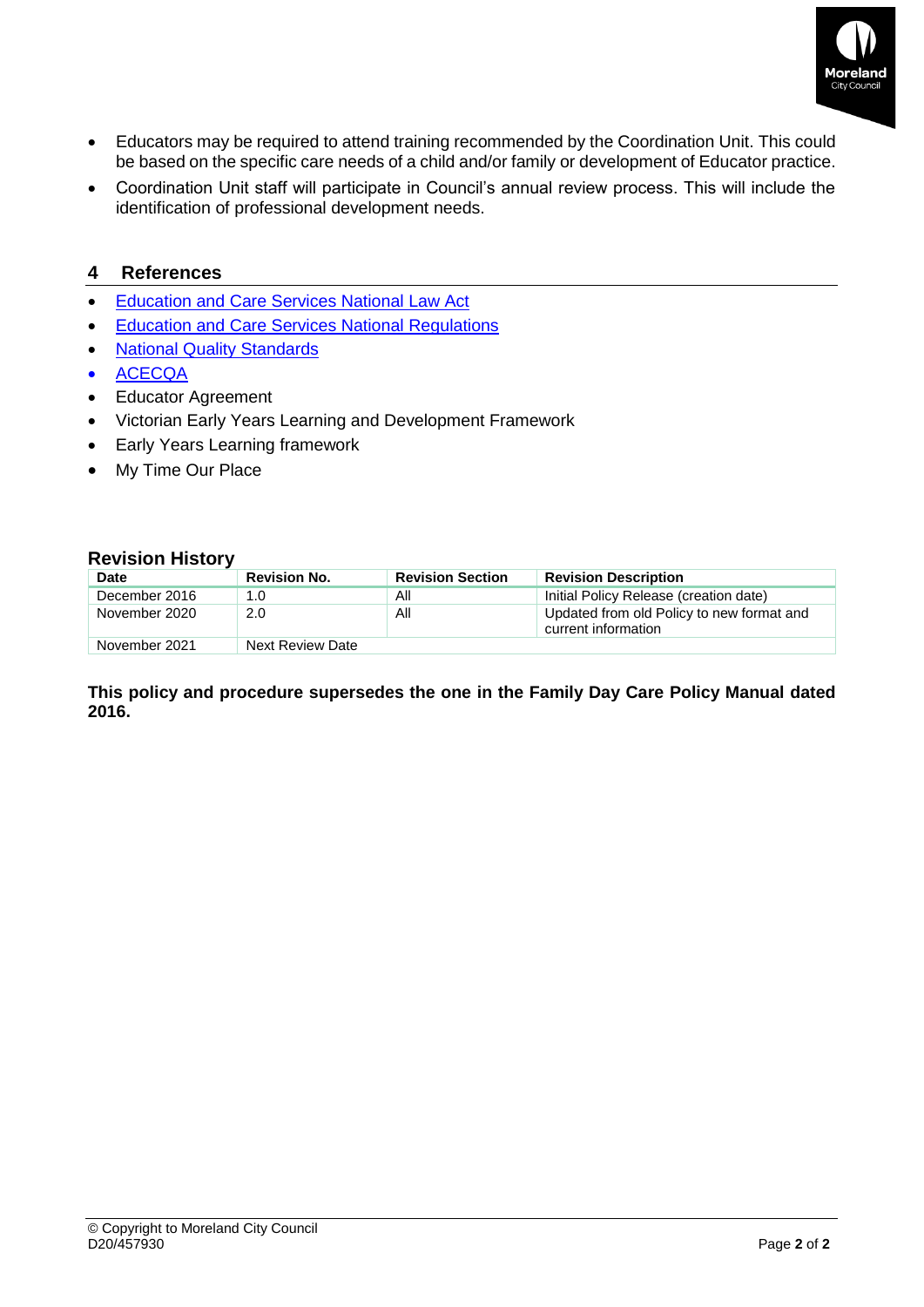- Educators may be required to attend training recommended by the Coordination Unit. This could be based on the specific care needs of a child and/or family or development of Educator practice.
- Coordination Unit staff will participate in Council's annual review process. This will include the identification of professional development needs.

## 4 References

- Education and Care Services National Law Act
- Education and Care Services National Regulations
- National Quality Standards
- ACECQA
- Educator Agreement
- Victorian Early Years Learning and Development Framework
- Early Years Learning framework
- My Time Our Place

### Revision History

| Date | Revision No. | Revision Section | Revision Description |
|---|---|---|---|
| December 2016 | 1.0 | All | Initial Policy Release (creation date) |
| November 2020 | 2.0 | All | Updated from old Policy to new format and current information |
| November 2021 | Next Review Date | | |

**This policy and procedure supersedes the one in the Family Day Care Policy Manual dated 2016.**

© Copyright to Moreland City Council
D20/457930